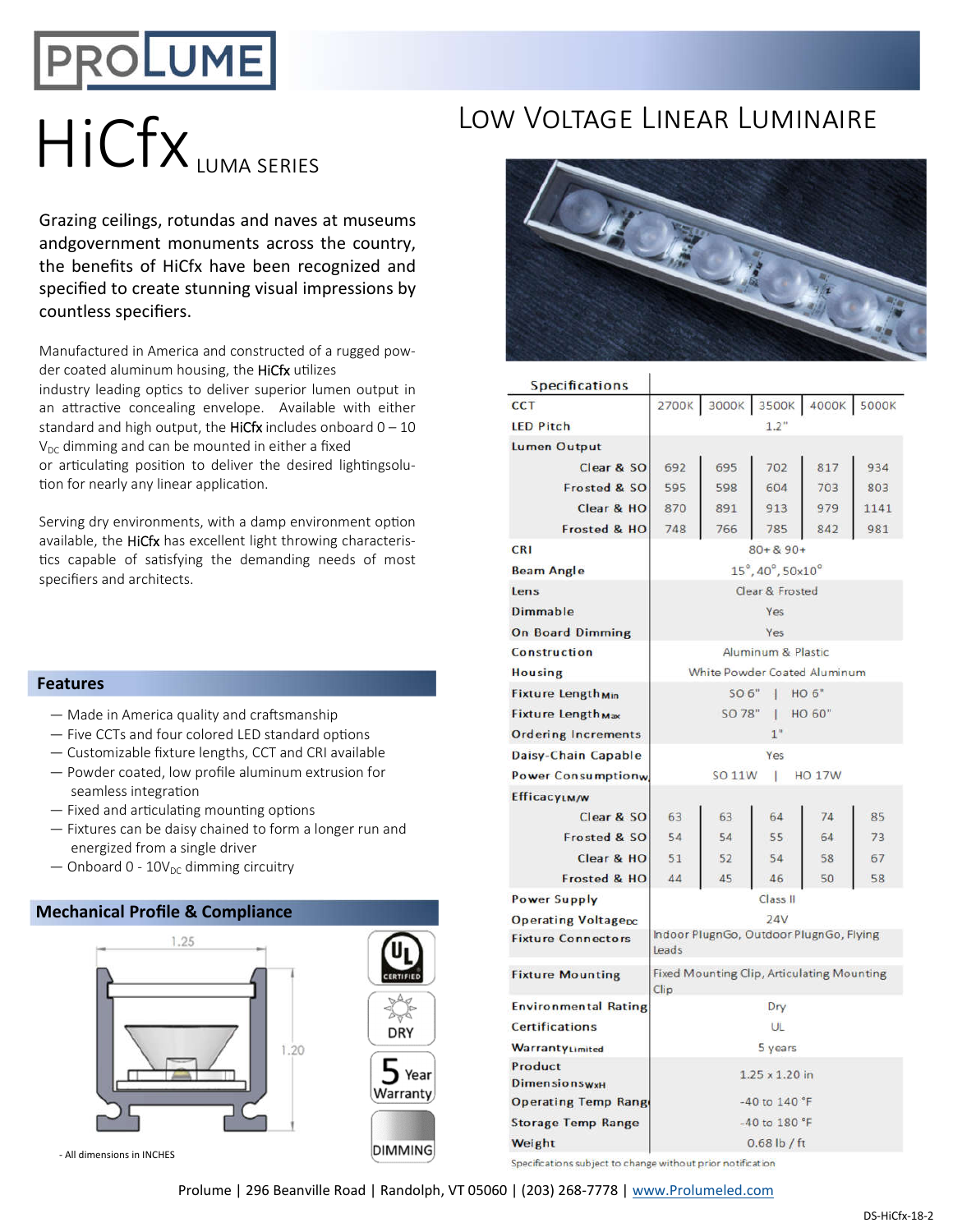# HiCfx LUMA SERIES

## Low Voltage Linear Luminaire

Grazing ceilings, rotundas and naves at museums andgovernment monuments across the country, the benefits of HiCfx have been recognized and specified to create stunning visual impressions by countless specifiers.

Manufactured in America and constructed of a rugged powder coated aluminum housing, the HiCfx utilizes industry leading optics to deliver superior lumen output in an attractive concealing envelope. Available with either standard and high output, the HiCfx includes onboard 0 – 10 $V_{DC}$ dimming and can be mounted in either a fixed or articulating position to deliver the desired lightingsolution for nearly any linear application.

Serving dry environments, with a damp environment option available, the HiCfx has excellent light throwing characteristics capable of satisfying the demanding needs of most specifiers and architects.

## Features

- Made in America quality and craftsmanship
- Five CCTs and four colored LED standard options
- Customizable fixture lengths, CCT and CRI available
- Powder coated, low profile aluminum extrusion for seamless integration
- Fixed and articulating mounting options
- Fixtures can be daisy chained to form a longer run and energized from a single driver
- Onboard 0 - $10V_{DC}$ dimming circuitry

## Mechanical Profile & Compliance

1.25

1.20

- All dimensions in INCHES

UL CERTIFIED · DRY · 5 Year Warranty · DIMMING

| Specifications | | | | | |
|---|---|---|---|---|---|
| CCT | 2700K | 3000K | 3500K | 4000K | 5000K |
| LED Pitch | 1.2" | | | | |
| Lumen Output | | | | | |
| Clear & SO | 692 | 695 | 702 | 817 | 934 |
| Frosted & SO | 595 | 598 | 604 | 703 | 803 |
| Clear & HO | 870 | 891 | 913 | 979 | 1141 |
| Frosted & HO | 748 | 766 | 785 | 842 | 981 |
| CRI | 80+ & 90+ | | | | |
| Beam Angle | 15°, 40°, 50x10° | | | | |
| Lens | Clear & Frosted | | | | |
| Dimmable | Yes | | | | |
| On Board Dimming | Yes | | | | |
| Construction | Aluminum & Plastic | | | | |
| Housing | White Powder Coated Aluminum | | | | |
| Fixture Length Min | SO 6" \| HO 6" | | | | |
| Fixture Length Max | SO 78" \| HO 60" | | | | |
| Ordering Increments | 1" | | | | |
| Daisy-Chain Capable | Yes | | | | |
| Power Consumption W | SO 11W \| HO 17W | | | | |
| Efficacy LM/W | | | | | |
| Clear & SO | 63 | 63 | 64 | 74 | 85 |
| Frosted & SO | 54 | 54 | 55 | 64 | 73 |
| Clear & HO | 51 | 52 | 54 | 58 | 67 |
| Frosted & HO | 44 | 45 | 46 | 50 | 58 |
| Power Supply | Class II | | | | |
| Operating Voltage DC | 24V | | | | |
| Fixture Connectors | Indoor PlugnGo, Outdoor PlugnGo, Flying Leads | | | | |
| Fixture Mounting | Fixed Mounting Clip, Articulating Mounting Clip | | | | |
| Environmental Rating | Dry | | | | |
| Certifications | UL | | | | |
| Warranty Limited | 5 years | | | | |
| Product Dimensions WxH | 1.25 x 1.20 in | | | | |
| Operating Temp Range | -40 to 140 °F | | | | |
| Storage Temp Range | -40 to 180 °F | | | | |
| Weight | 0.68 lb / ft | | | | |

Specifications subject to change without prior notification

Prolume | 296 Beanville Road | Randolph, VT 05060 | (203) 268-7778 | www.Prolumeled.com

DS-HiCfx-18-2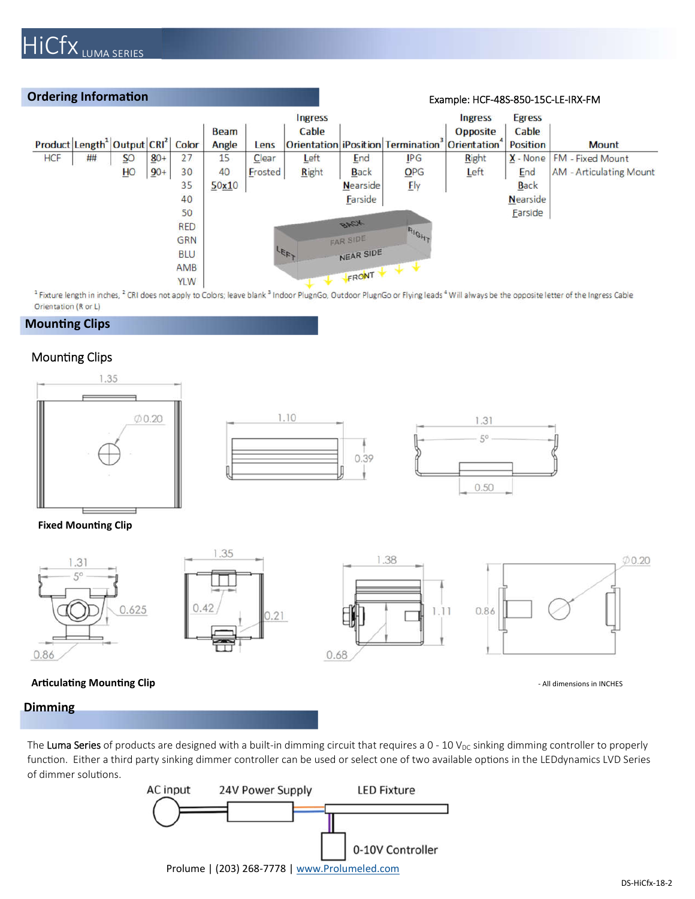## Ordering Information

Example: HCF-48S-850-15C-LE-IRX-FM

| Product | Length[1] | Output | CRI[2] | Color | Beam Angle | Lens | Ingress Cable Orientation | iPosition | Termination[3] | Ingress Opposite Orientation[4] | Egress Cable Position | Mount |
|---|---|---|---|---|---|---|---|---|---|---|---|---|
| HCF | ## | SO | 80+ | 27 | 15 | Clear | Left | End | IPG | Right | X - None | FM - Fixed Mount |
| | | HO | 90+ | 30 | 40 | Frosted | Right | Back | OPG | Left | End | AM - Articulating Mount |
| | | | | 35 | 50x10 | | | Nearside | Fly | | Back | |
| | | | | 40 | | | | Farside | | | Nearside | |
| | | | | 50 | | | | | | | Farside | |
| | | | | RED | | | | | | | | |
| | | | | GRN | | | | | | | | |
| | | | | BLU | | | | | | | | |
| | | | | AMB | | | | | | | | |
| | | | | YLW | | | | | | | | |

BACK
RIGHT
FAR SIDE
LEFT
NEAR SIDE
FRONT

[1] Fixture length in inches, [2] CRI does not apply to Colors; leave blank [3] Indoor PlugnGo, Outdoor PlugnGo or Flying leads [4] Will always be the opposite letter of the Ingress Cable Orientation (R or L)

## Mounting Clips

Mounting Clips

1.35
Ø0.20
1.10
0.39
1.31
5°
0.50

**Fixed Mounting Clip**

1.31
5°
0.625
0.86
1.35
0.42
0.21
1.38
1.11
0.68
0.86
Ø0.20

**Articulating Mounting Clip**

- All dimensions in INCHES

## Dimming

The **Luma Series** of products are designed with a built-in dimming circuit that requires a 0 - 10 $V_{DC}$ sinking dimming controller to properly function. Either a third party sinking dimmer controller can be used or select one of two available options in the LEDdynamics LVD Series of dimmer solutions.

AC input
24V Power Supply
LED Fixture
0-10V Controller

Prolume | (203) 268-7778 | www.Prolumeled.com

DS-HiCfx-18-2